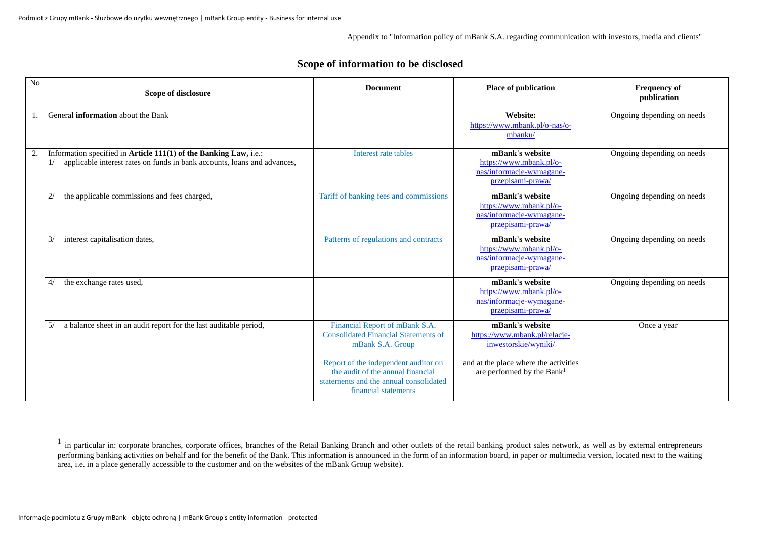Appendix to "Information policy of mBank S.A. regarding communication with investors, media and clients"

# Scope of information to be disclosed

| No | Scope of disclosure | Document | Place of publication | Frequency of publication |
|---|---|---|---|---|
| 1. | General **information** about the Bank | | **Website:** https://www.mbank.pl/o-nas/o-mbanku/ | Ongoing depending on needs |
| 2. | Information specified in **Article 111(1) of the Banking Law,** i.e.: 1/ applicable interest rates on funds in bank accounts, loans and advances, | Interest rate tables | **mBank's website** https://www.mbank.pl/o-nas/informacje-wymagane-przepisami-prawa/ | Ongoing depending on needs |
| | 2/ the applicable commissions and fees charged, | Tariff of banking fees and commissions | **mBank's website** https://www.mbank.pl/o-nas/informacje-wymagane-przepisami-prawa/ | Ongoing depending on needs |
| | 3/ interest capitalisation dates, | Patterns of regulations and contracts | **mBank's website** https://www.mbank.pl/o-nas/informacje-wymagane-przepisami-prawa/ | Ongoing depending on needs |
| | 4/ the exchange rates used, | | **mBank's website** https://www.mbank.pl/o-nas/informacje-wymagane-przepisami-prawa/ | Ongoing depending on needs |
| | 5/ a balance sheet in an audit report for the last auditable period, | Financial Report of mBank S.A. Consolidated Financial Statements of mBank S.A. Group<br><br>Report of the independent auditor on the audit of the annual financial statements and the annual consolidated financial statements | **mBank's website** https://www.mbank.pl/relacje-inwestorskie/wyniki/<br><br>and at the place where the activities are performed by the Bank[1] | Once a year |

[1] in particular in: corporate branches, corporate offices, branches of the Retail Banking Branch and other outlets of the retail banking product sales network, as well as by external entrepreneurs performing banking activities on behalf and for the benefit of the Bank. This information is announced in the form of an information board, in paper or multimedia version, located next to the waiting area, i.e. in a place generally accessible to the customer and on the websites of the mBank Group website).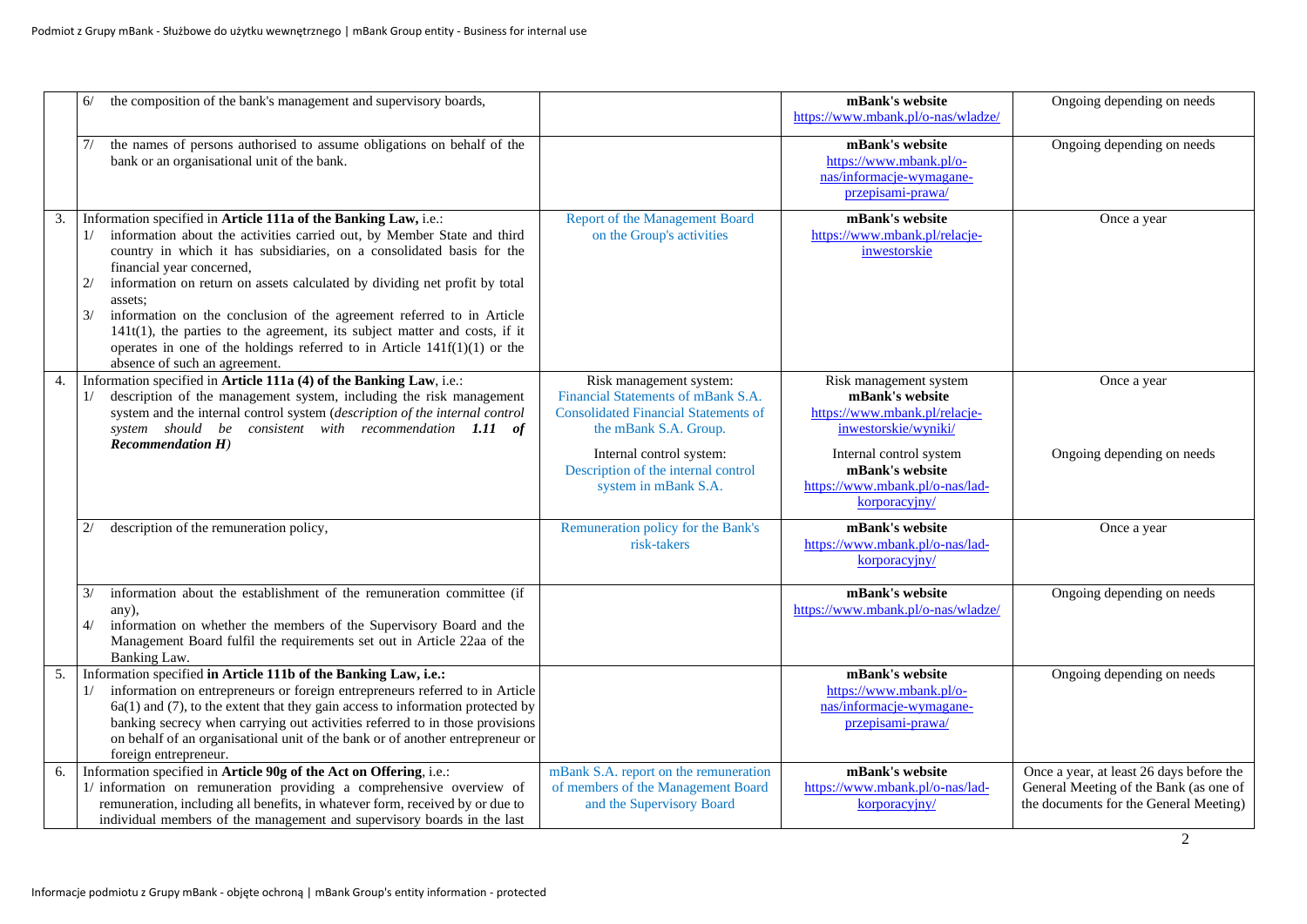| | | | | |
|---|---|---|---|---|
| | 6/ the composition of the bank's management and supervisory boards, | | **mBank's website** https://www.mbank.pl/o-nas/wladze/ | Ongoing depending on needs |
| | 7/ the names of persons authorised to assume obligations on behalf of the bank or an organisational unit of the bank. | | **mBank's website** https://www.mbank.pl/o-nas/informacje-wymagane-przepisami-prawa/ | Ongoing depending on needs |
| 3. | Information specified in **Article 111a of the Banking Law,** i.e.:<br>1/ information about the activities carried out, by Member State and third country in which it has subsidiaries, on a consolidated basis for the financial year concerned,<br>2/ information on return on assets calculated by dividing net profit by total assets;<br>3/ information on the conclusion of the agreement referred to in Article 141t(1), the parties to the agreement, its subject matter and costs, if it operates in one of the holdings referred to in Article 141f(1)(1) or the absence of such an agreement. | Report of the Management Board on the Group's activities | **mBank's website** https://www.mbank.pl/relacje-inwestorskie | Once a year |
| 4. | Information specified in **Article 111a (4) of the Banking Law**, i.e.:<br>1/ description of the management system, including the risk management system and the internal control system (*description of the internal control system should be consistent with recommendation **1.11 of Recommendation H***) | Risk management system: Financial Statements of mBank S.A. Consolidated Financial Statements of the mBank S.A. Group.<br><br>Internal control system: Description of the internal control system in mBank S.A. | Risk management system **mBank's website** https://www.mbank.pl/relacje-inwestorskie/wyniki/<br><br>Internal control system **mBank's website** https://www.mbank.pl/o-nas/lad-korporacyjny/ | Once a year<br><br>Ongoing depending on needs |
| | 2/ description of the remuneration policy, | Remuneration policy for the Bank's risk-takers | **mBank's website** https://www.mbank.pl/o-nas/lad-korporacyjny/ | Once a year |
| | 3/ information about the establishment of the remuneration committee (if any),<br>4/ information on whether the members of the Supervisory Board and the Management Board fulfil the requirements set out in Article 22aa of the Banking Law. | | **mBank's website** https://www.mbank.pl/o-nas/wladze/ | Ongoing depending on needs |
| 5. | Information specified **in Article 111b of the Banking Law, i.e.:**<br>1/ information on entrepreneurs or foreign entrepreneurs referred to in Article 6a(1) and (7), to the extent that they gain access to information protected by banking secrecy when carrying out activities referred to in those provisions on behalf of an organisational unit of the bank or of another entrepreneur or foreign entrepreneur. | | **mBank's website** https://www.mbank.pl/o-nas/informacje-wymagane-przepisami-prawa/ | Ongoing depending on needs |
| 6. | Information specified in **Article 90g of the Act on Offering**, i.e.:<br>1/ information on remuneration providing a comprehensive overview of remuneration, including all benefits, in whatever form, received by or due to individual members of the management and supervisory boards in the last | mBank S.A. report on the remuneration of members of the Management Board and the Supervisory Board | **mBank's website** https://www.mbank.pl/o-nas/lad-korporacyjny/ | Once a year, at least 26 days before the General Meeting of the Bank (as one of the documents for the General Meeting) |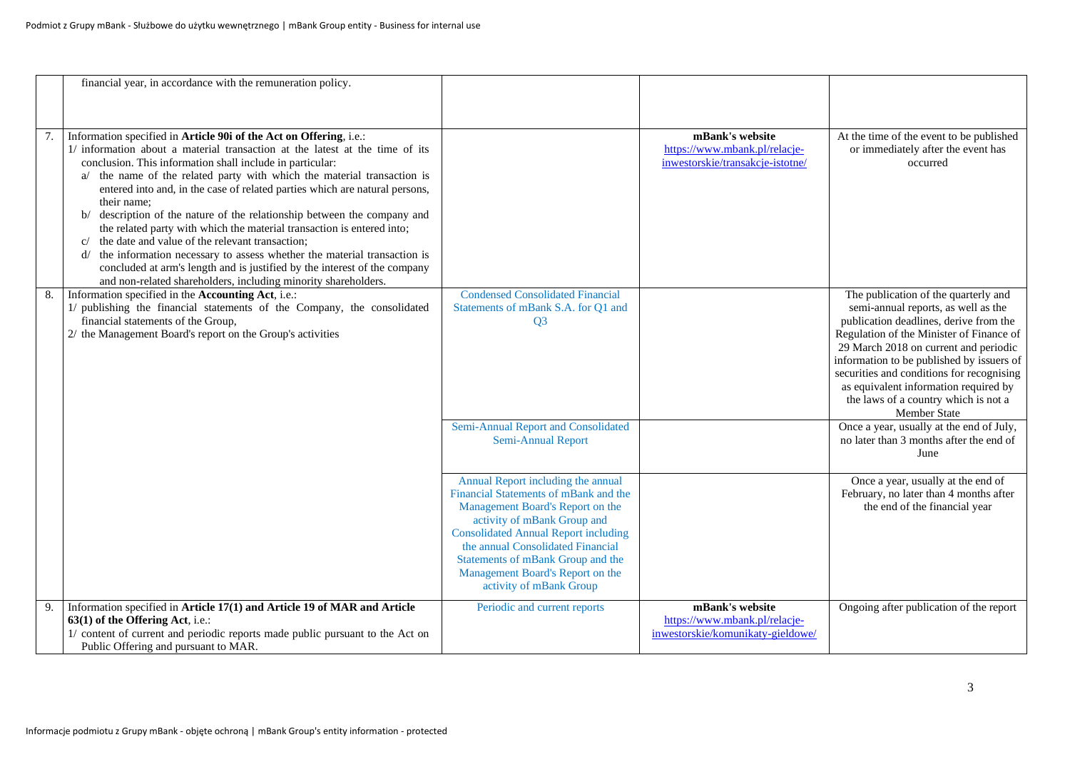| | | | | |
|---|---|---|---|---|
| | financial year, in accordance with the remuneration policy. | | | |
| 7. | Information specified in **Article 90i of the Act on Offering**, i.e.:<br>1/ information about a material transaction at the latest at the time of its conclusion. This information shall include in particular:<br>a/ the name of the related party with which the material transaction is entered into and, in the case of related parties which are natural persons, their name;<br>b/ description of the nature of the relationship between the company and the related party with which the material transaction is entered into;<br>c/ the date and value of the relevant transaction;<br>d/ the information necessary to assess whether the material transaction is concluded at arm's length and is justified by the interest of the company and non-related shareholders, including minority shareholders. | | **mBank's website**<br>https://www.mbank.pl/relacje-inwestorskie/transakcje-istotne/ | At the time of the event to be published or immediately after the event has occurred |
| 8. | Information specified in the **Accounting Act**, i.e.:<br>1/ publishing the financial statements of the Company, the consolidated financial statements of the Group,<br>2/ the Management Board's report on the Group's activities | Condensed Consolidated Financial Statements of mBank S.A. for Q1 and Q3 | | The publication of the quarterly and semi-annual reports, as well as the publication deadlines, derive from the Regulation of the Minister of Finance of 29 March 2018 on current and periodic information to be published by issuers of securities and conditions for recognising as equivalent information required by the laws of a country which is not a Member State |
| | | Semi-Annual Report and Consolidated Semi-Annual Report | | Once a year, usually at the end of July, no later than 3 months after the end of June |
| | | Annual Report including the annual Financial Statements of mBank and the Management Board's Report on the activity of mBank Group and Consolidated Annual Report including the annual Consolidated Financial Statements of mBank Group and the Management Board's Report on the activity of mBank Group | | Once a year, usually at the end of February, no later than 4 months after the end of the financial year |
| 9. | Information specified in **Article 17(1) and Article 19 of MAR and Article 63(1) of the Offering Act**, i.e.:<br>1/ content of current and periodic reports made public pursuant to the Act on Public Offering and pursuant to MAR. | Periodic and current reports | **mBank's website**<br>https://www.mbank.pl/relacje-inwestorskie/komunikaty-gieldowe/ | Ongoing after publication of the report |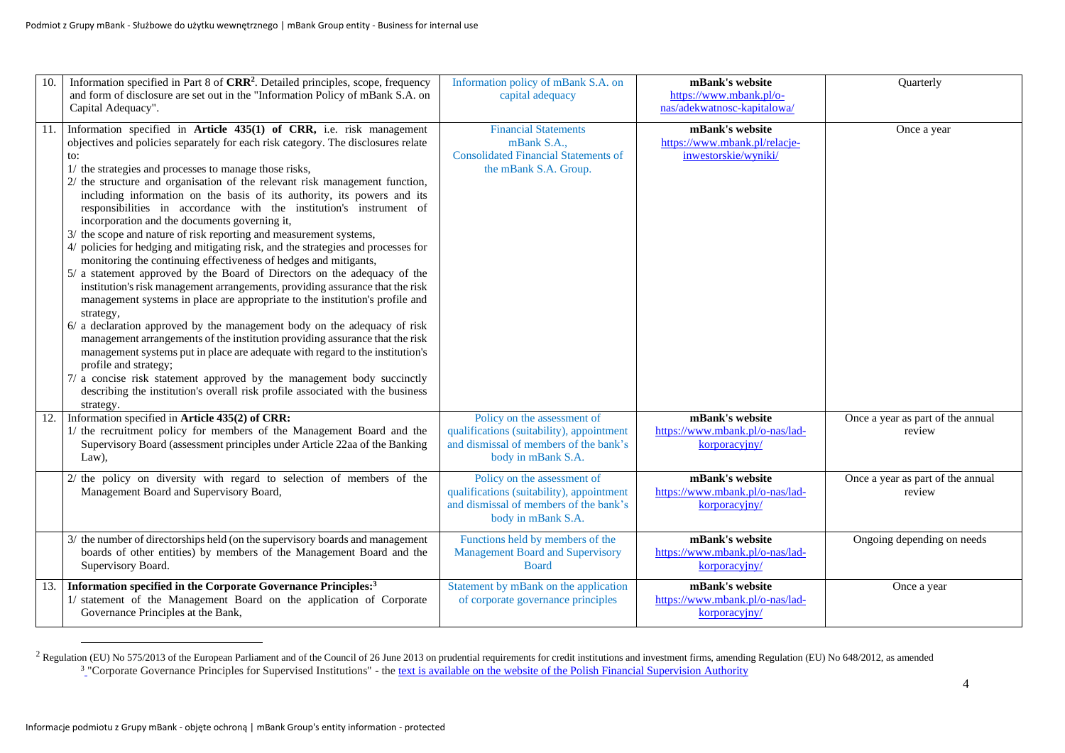| | | | | |
|---|---|---|---|---|
| 10. | Information specified in Part 8 of **CRR**[2]. Detailed principles, scope, frequency and form of disclosure are set out in the "Information Policy of mBank S.A. on Capital Adequacy". | Information policy of mBank S.A. on capital adequacy | **mBank's website** https://www.mbank.pl/o-nas/adekwatnosc-kapitalowa/ | Quarterly |
| 11. | Information specified in **Article 435(1) of CRR,** i.e. risk management objectives and policies separately for each risk category. The disclosures relate to:<br>1/ the strategies and processes to manage those risks,<br>2/ the structure and organisation of the relevant risk management function, including information on the basis of its authority, its powers and its responsibilities in accordance with the institution's instrument of incorporation and the documents governing it,<br>3/ the scope and nature of risk reporting and measurement systems,<br>4/ policies for hedging and mitigating risk, and the strategies and processes for monitoring the continuing effectiveness of hedges and mitigants,<br>5/ a statement approved by the Board of Directors on the adequacy of the institution's risk management arrangements, providing assurance that the risk management systems in place are appropriate to the institution's profile and strategy,<br>6/ a declaration approved by the management body on the adequacy of risk management arrangements of the institution providing assurance that the risk management systems put in place are adequate with regard to the institution's profile and strategy;<br>7/ a concise risk statement approved by the management body succinctly describing the institution's overall risk profile associated with the business strategy. | Financial Statements mBank S.A., Consolidated Financial Statements of the mBank S.A. Group. | **mBank's website** https://www.mbank.pl/relacje-inwestorskie/wyniki/ | Once a year |
| 12. | Information specified in **Article 435(2) of CRR:**<br>1/ the recruitment policy for members of the Management Board and the Supervisory Board (assessment principles under Article 22aa of the Banking Law), | Policy on the assessment of qualifications (suitability), appointment and dismissal of members of the bank's body in mBank S.A. | **mBank's website** https://www.mbank.pl/o-nas/lad-korporacyjny/ | Once a year as part of the annual review |
| | 2/ the policy on diversity with regard to selection of members of the Management Board and Supervisory Board, | Policy on the assessment of qualifications (suitability), appointment and dismissal of members of the bank's body in mBank S.A. | **mBank's website** https://www.mbank.pl/o-nas/lad-korporacyjny/ | Once a year as part of the annual review |
| | 3/ the number of directorships held (on the supervisory boards and management boards of other entities) by members of the Management Board and the Supervisory Board. | Functions held by members of the Management Board and Supervisory Board | **mBank's website** https://www.mbank.pl/o-nas/lad-korporacyjny/ | Ongoing depending on needs |
| 13. | **Information specified in the Corporate Governance Principles:**[3]<br>1/ statement of the Management Board on the application of Corporate Governance Principles at the Bank, | Statement by mBank on the application of corporate governance principles | **mBank's website** https://www.mbank.pl/o-nas/lad-korporacyjny/ | Once a year |

[2] Regulation (EU) No 575/2013 of the European Parliament and of the Council of 26 June 2013 on prudential requirements for credit institutions and investment firms, amending Regulation (EU) No 648/2012, as amended

[3] "Corporate Governance Principles for Supervised Institutions" - the text is available on the website of the Polish Financial Supervision Authority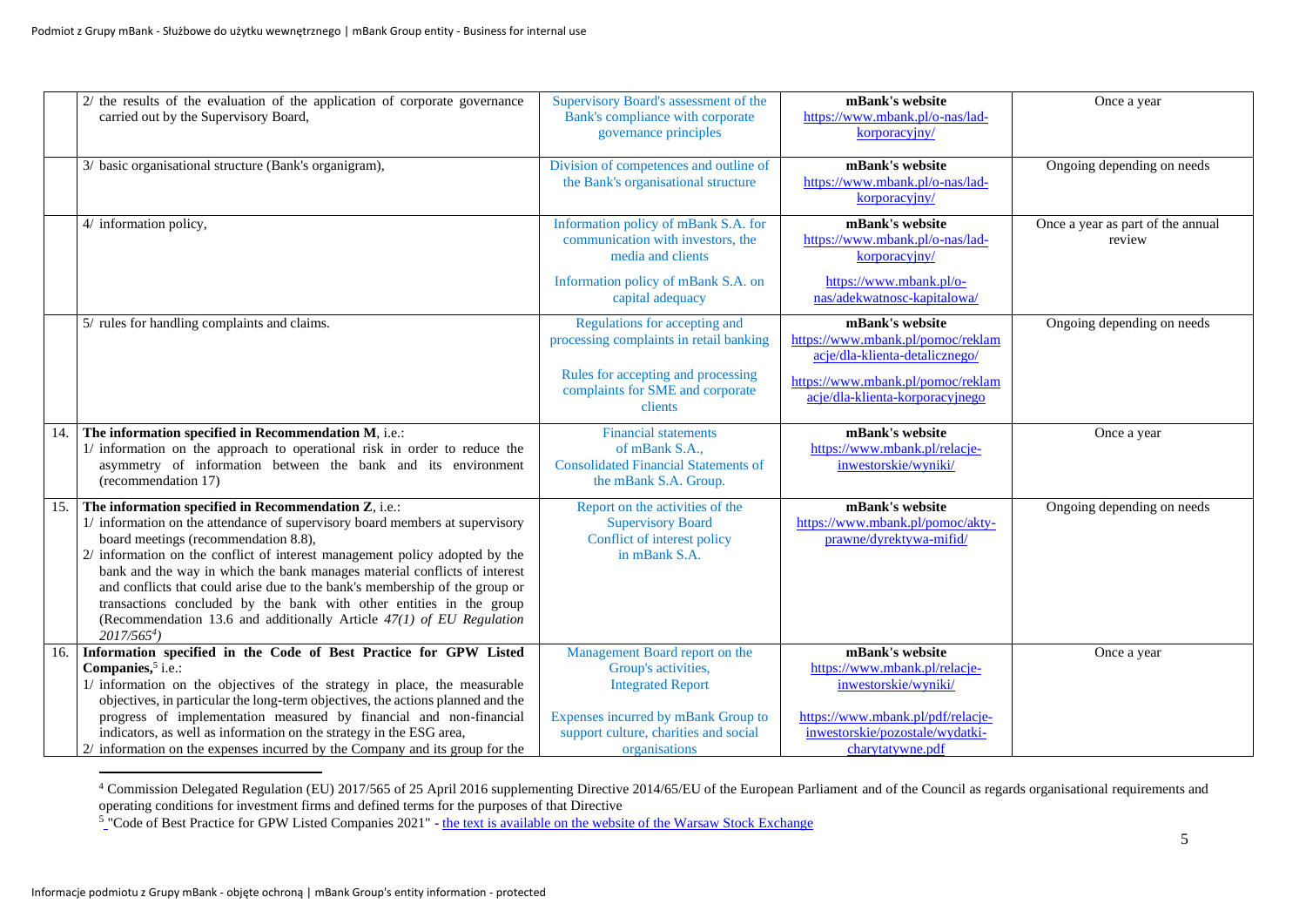| | | | | |
|---|---|---|---|---|
| | 2/ the results of the evaluation of the application of corporate governance carried out by the Supervisory Board, | Supervisory Board's assessment of the Bank's compliance with corporate governance principles | **mBank's website** https://www.mbank.pl/o-nas/lad-korporacyjny/ | Once a year |
| | 3/ basic organisational structure (Bank's organigram), | Division of competences and outline of the Bank's organisational structure | **mBank's website** https://www.mbank.pl/o-nas/lad-korporacyjny/ | Ongoing depending on needs |
| | 4/ information policy, | Information policy of mBank S.A. for communication with investors, the media and clients<br><br>Information policy of mBank S.A. on capital adequacy | **mBank's website** https://www.mbank.pl/o-nas/lad-korporacyjny/<br><br>https://www.mbank.pl/o-nas/adekwatnosc-kapitalowa/ | Once a year as part of the annual review |
| | 5/ rules for handling complaints and claims. | Regulations for accepting and processing complaints in retail banking<br><br>Rules for accepting and processing complaints for SME and corporate clients | **mBank's website** https://www.mbank.pl/pomoc/reklamacje/dla-klienta-detalicznego/<br><br>https://www.mbank.pl/pomoc/reklamacje/dla-klienta-korporacyjnego | Ongoing depending on needs |
| 14. | **The information specified in Recommendation M**, i.e.:<br>1/ information on the approach to operational risk in order to reduce the asymmetry of information between the bank and its environment (recommendation 17) | Financial statements of mBank S.A.,<br>Consolidated Financial Statements of the mBank S.A. Group. | **mBank's website** https://www.mbank.pl/relacje-inwestorskie/wyniki/ | Once a year |
| 15. | **The information specified in Recommendation Z**, i.e.:<br>1/ information on the attendance of supervisory board members at supervisory board meetings (recommendation 8.8),<br>2/ information on the conflict of interest management policy adopted by the bank and the way in which the bank manages material conflicts of interest and conflicts that could arise due to the bank's membership of the group or transactions concluded by the bank with other entities in the group (Recommendation 13.6 and additionally Article *47(1) of EU Regulation 2017/565*[4]) | Report on the activities of the Supervisory Board<br>Conflict of interest policy in mBank S.A. | **mBank's website** https://www.mbank.pl/pomoc/akty-prawne/dyrektywa-mifid/ | Ongoing depending on needs |
| 16. | **Information specified in the Code of Best Practice for GPW Listed Companies,**[5] i.e.:<br>1/ information on the objectives of the strategy in place, the measurable objectives, in particular the long-term objectives, the actions planned and the progress of implementation measured by financial and non-financial indicators, as well as information on the strategy in the ESG area,<br>2/ information on the expenses incurred by the Company and its group for the | Management Board report on the Group's activities,<br>Integrated Report<br><br>Expenses incurred by mBank Group to support culture, charities and social organisations | **mBank's website** https://www.mbank.pl/relacje-inwestorskie/wyniki/<br><br>https://www.mbank.pl/pdf/relacje-inwestorskie/pozostale/wydatki-charytatywne.pdf | Once a year |

[4] Commission Delegated Regulation (EU) 2017/565 of 25 April 2016 supplementing Directive 2014/65/EU of the European Parliament and of the Council as regards organisational requirements and operating conditions for investment firms and defined terms for the purposes of that Directive

[5] "Code of Best Practice for GPW Listed Companies 2021" - the text is available on the website of the Warsaw Stock Exchange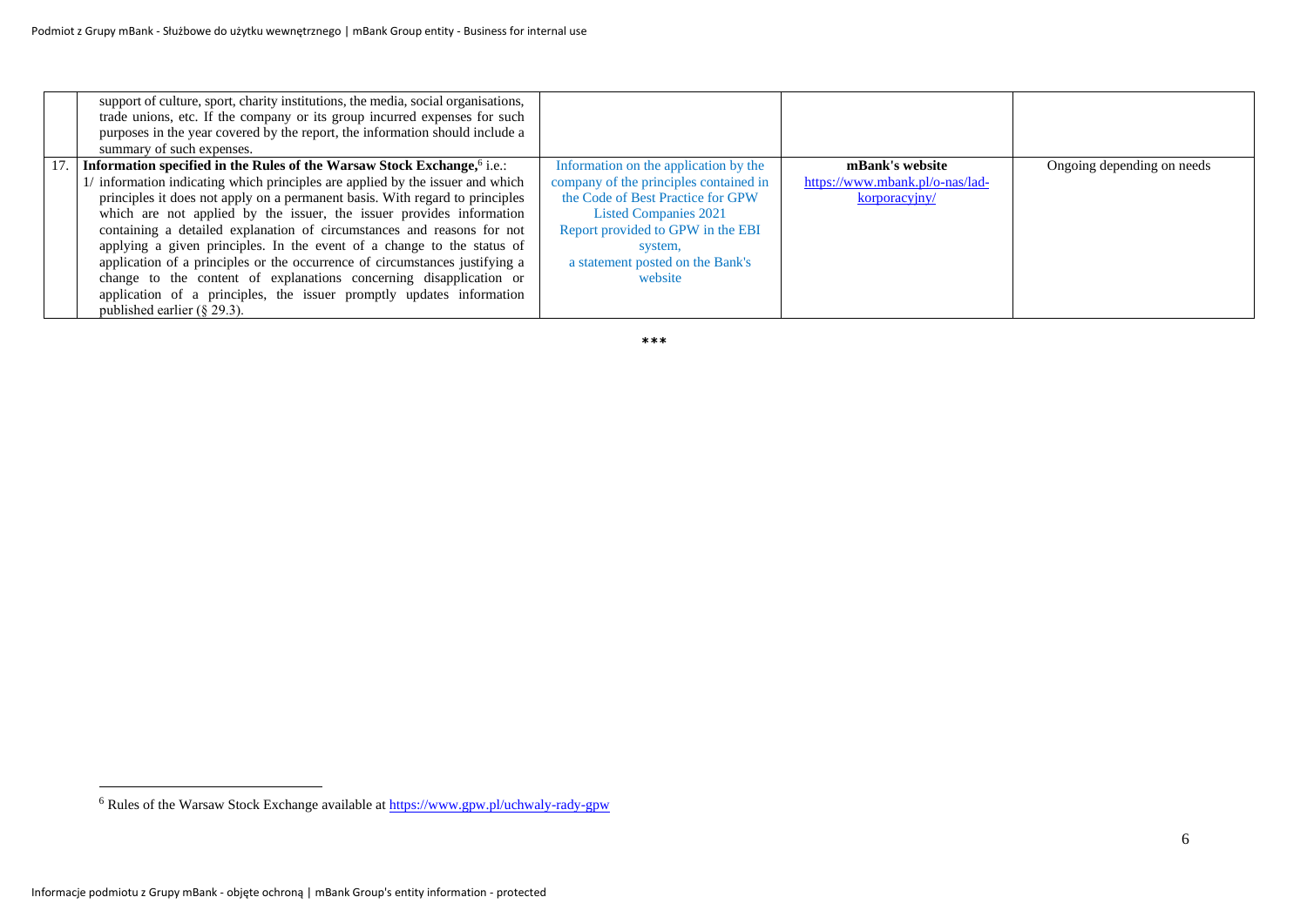| | | | | |
|---|---|---|---|---|
| | support of culture, sport, charity institutions, the media, social organisations, trade unions, etc. If the company or its group incurred expenses for such purposes in the year covered by the report, the information should include a summary of such expenses. | | | |
| 17. | **Information specified in the Rules of the Warsaw Stock Exchange,**[6] i.e.: 1/ information indicating which principles are applied by the issuer and which principles it does not apply on a permanent basis. With regard to principles which are not applied by the issuer, the issuer provides information containing a detailed explanation of circumstances and reasons for not applying a given principles. In the event of a change to the status of application of a principles or the occurrence of circumstances justifying a change to the content of explanations concerning disapplication or application of a principles, the issuer promptly updates information published earlier (§ 29.3). | Information on the application by the company of the principles contained in the Code of Best Practice for GPW Listed Companies 2021 Report provided to GPW in the EBI system, a statement posted on the Bank's website | **mBank's website** [https://www.mbank.pl/o-nas/lad-korporacyjny/](https://www.mbank.pl/o-nas/lad-korporacyjny/) | Ongoing depending on needs |

***

[6] Rules of the Warsaw Stock Exchange available at [https://www.gpw.pl/uchwaly-rady-gpw](https://www.gpw.pl/uchwaly-rady-gpw)